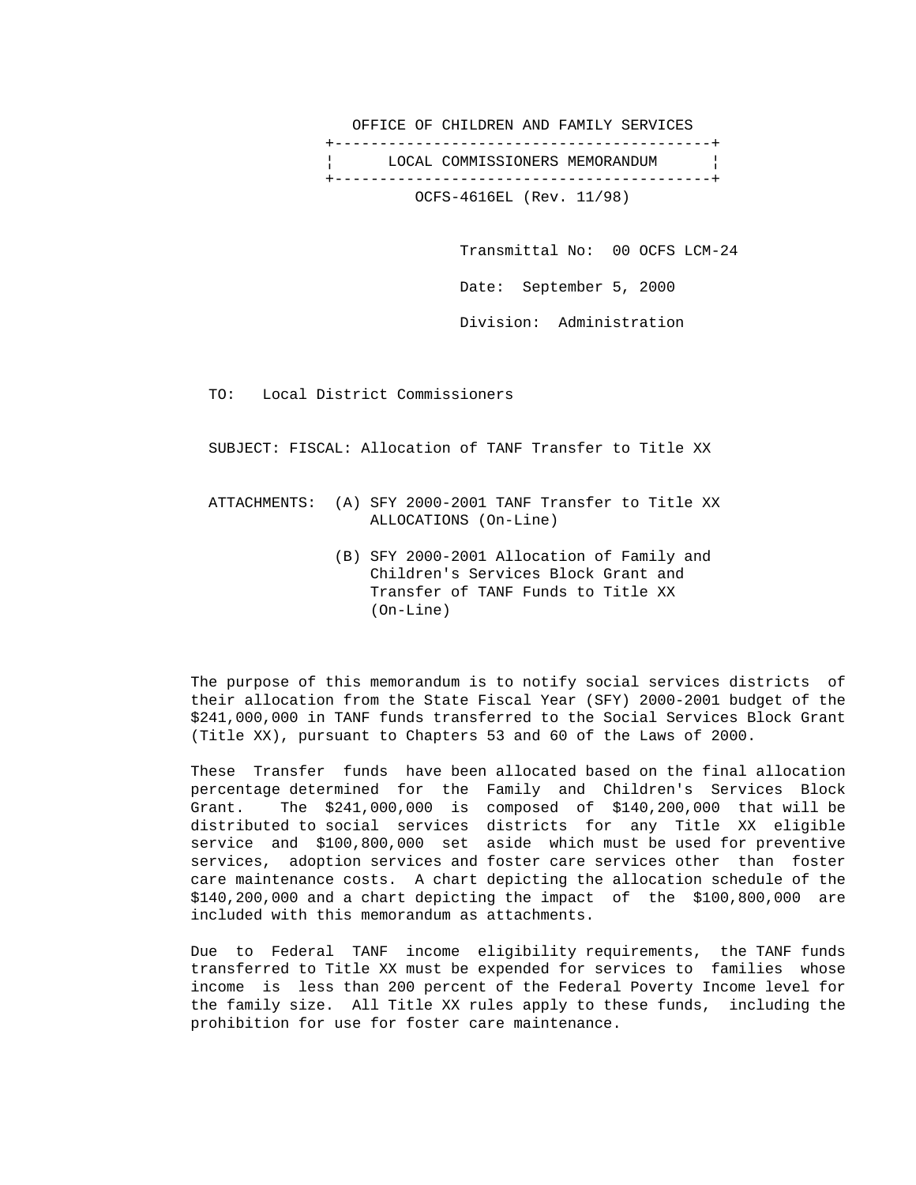OFFICE OF CHILDREN AND FAMILY SERVICES

**LOCAL COMMISSIONERS MEMORANDUM**

OCFS-4616EL (Rev. 11/98)

Transmittal No: 00 OCFS LCM-24

Date: September 5, 2000

Division: Administration

TO: Local District Commissioners

SUBJECT: FISCAL: Allocation of TANF Transfer to Title XX

ATTACHMENTS:
- (A) SFY 2000-2001 TANF Transfer to Title XX ALLOCATIONS (On-Line)
- (B) SFY 2000-2001 Allocation of Family and Children's Services Block Grant and Transfer of TANF Funds to Title XX (On-Line)

The purpose of this memorandum is to notify social services districts of their allocation from the State Fiscal Year (SFY) 2000-2001 budget of the $241,000,000 in TANF funds transferred to the Social Services Block Grant (Title XX), pursuant to Chapters 53 and 60 of the Laws of 2000.

These Transfer funds have been allocated based on the final allocation percentage determined for the Family and Children's Services Block Grant. The $241,000,000 is composed of $140,200,000 that will be distributed to social services districts for any Title XX eligible service and $100,800,000 set aside which must be used for preventive services, adoption services and foster care services other than foster care maintenance costs. A chart depicting the allocation schedule of the $140,200,000 and a chart depicting the impact of the $100,800,000 are included with this memorandum as attachments.

Due to Federal TANF income eligibility requirements, the TANF funds transferred to Title XX must be expended for services to families whose income is less than 200 percent of the Federal Poverty Income level for the family size. All Title XX rules apply to these funds, including the prohibition for use for foster care maintenance.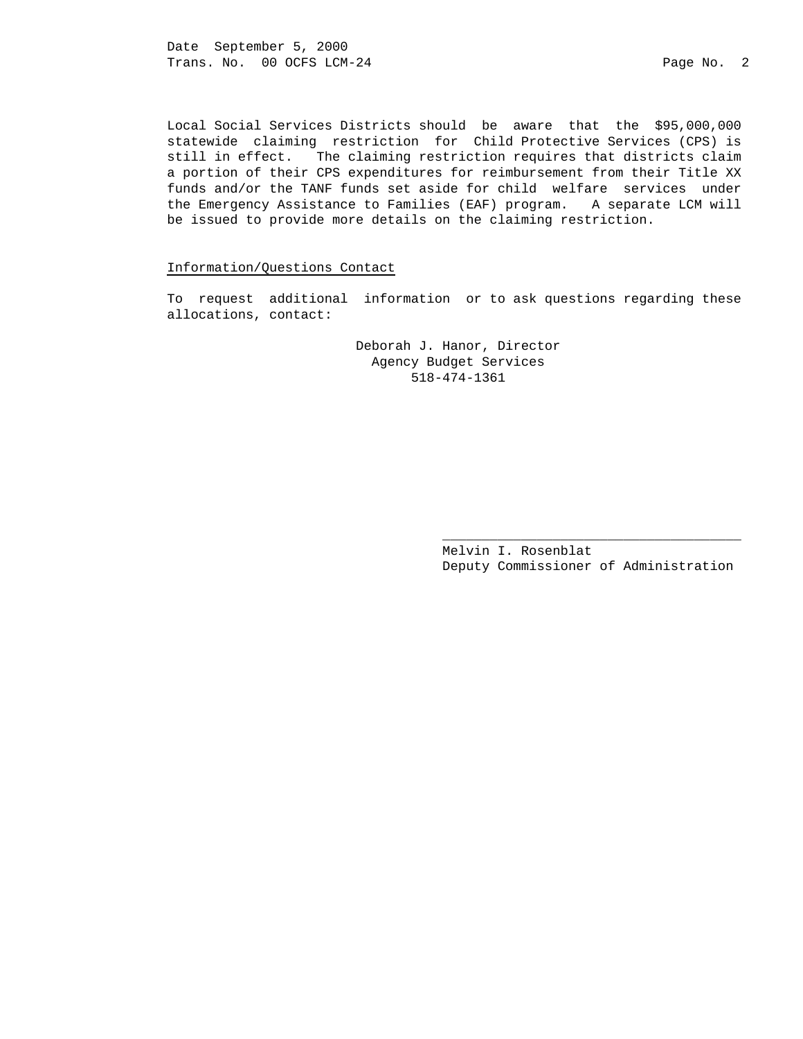Local Social Services Districts should be aware that the $95,000,000 statewide claiming restriction for Child Protective Services (CPS) is still in effect. The claiming restriction requires that districts claim a portion of their CPS expenditures for reimbursement from their Title XX funds and/or the TANF funds set aside for child welfare services under the Emergency Assistance to Families (EAF) program. A separate LCM will be issued to provide more details on the claiming restriction.

Information/Questions Contact

To request additional information or to ask questions regarding these allocations, contact:

Deborah J. Hanor, Director
Agency Budget Services
518-474-1361

\_\_\_\_\_\_\_\_\_\_\_\_\_\_\_\_\_\_\_\_\_\_\_\_\_\_\_\_\_\_\_\_\_\_\_\_\_\_

Melvin I. Rosenblat
Deputy Commissioner of Administration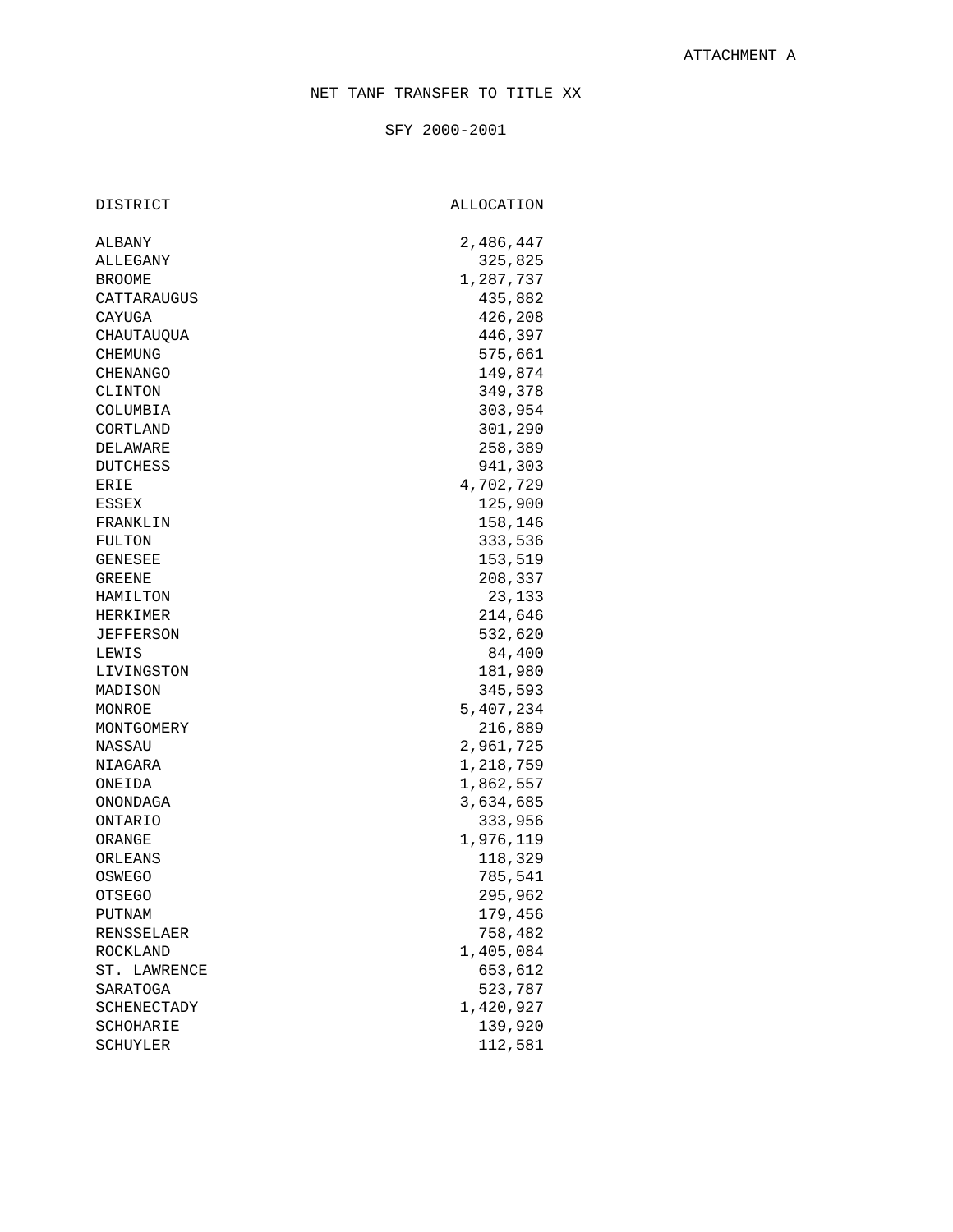ATTACHMENT A

# NET TANF TRANSFER TO TITLE XX

## SFY 2000-2001

| DISTRICT | ALLOCATION |
| --- | --- |
| ALBANY | 2,486,447 |
| ALLEGANY | 325,825 |
| BROOME | 1,287,737 |
| CATTARAUGUS | 435,882 |
| CAYUGA | 426,208 |
| CHAUTAUQUA | 446,397 |
| CHEMUNG | 575,661 |
| CHENANGO | 149,874 |
| CLINTON | 349,378 |
| COLUMBIA | 303,954 |
| CORTLAND | 301,290 |
| DELAWARE | 258,389 |
| DUTCHESS | 941,303 |
| ERIE | 4,702,729 |
| ESSEX | 125,900 |
| FRANKLIN | 158,146 |
| FULTON | 333,536 |
| GENESEE | 153,519 |
| GREENE | 208,337 |
| HAMILTON | 23,133 |
| HERKIMER | 214,646 |
| JEFFERSON | 532,620 |
| LEWIS | 84,400 |
| LIVINGSTON | 181,980 |
| MADISON | 345,593 |
| MONROE | 5,407,234 |
| MONTGOMERY | 216,889 |
| NASSAU | 2,961,725 |
| NIAGARA | 1,218,759 |
| ONEIDA | 1,862,557 |
| ONONDAGA | 3,634,685 |
| ONTARIO | 333,956 |
| ORANGE | 1,976,119 |
| ORLEANS | 118,329 |
| OSWEGO | 785,541 |
| OTSEGO | 295,962 |
| PUTNAM | 179,456 |
| RENSSELAER | 758,482 |
| ROCKLAND | 1,405,084 |
| ST. LAWRENCE | 653,612 |
| SARATOGA | 523,787 |
| SCHENECTADY | 1,420,927 |
| SCHOHARIE | 139,920 |
| SCHUYLER | 112,581 |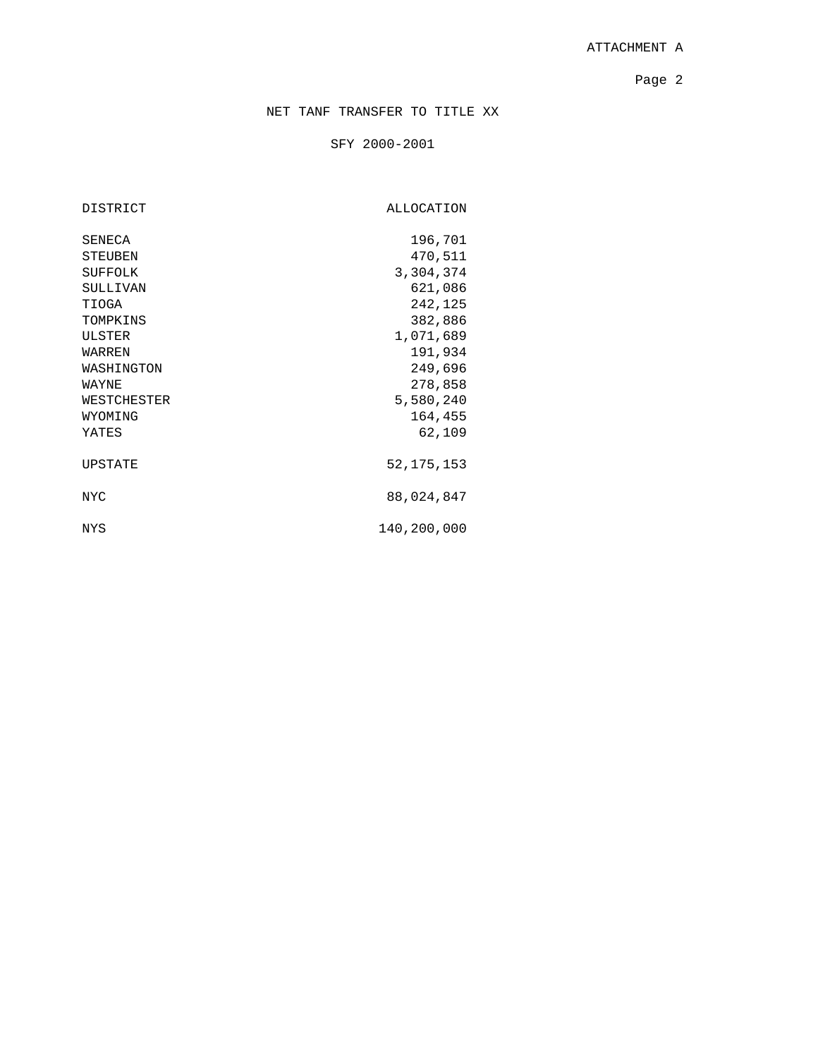ATTACHMENT A

## NET TANF TRANSFER TO TITLE XX

### SFY 2000-2001

| DISTRICT | ALLOCATION |
|---|---:|
| SENECA | 196,701 |
| STEUBEN | 470,511 |
| SUFFOLK | 3,304,374 |
| SULLIVAN | 621,086 |
| TIOGA | 242,125 |
| TOMPKINS | 382,886 |
| ULSTER | 1,071,689 |
| WARREN | 191,934 |
| WASHINGTON | 249,696 |
| WAYNE | 278,858 |
| WESTCHESTER | 5,580,240 |
| WYOMING | 164,455 |
| YATES | 62,109 |
| UPSTATE | 52,175,153 |
| NYC | 88,024,847 |
| NYS | 140,200,000 |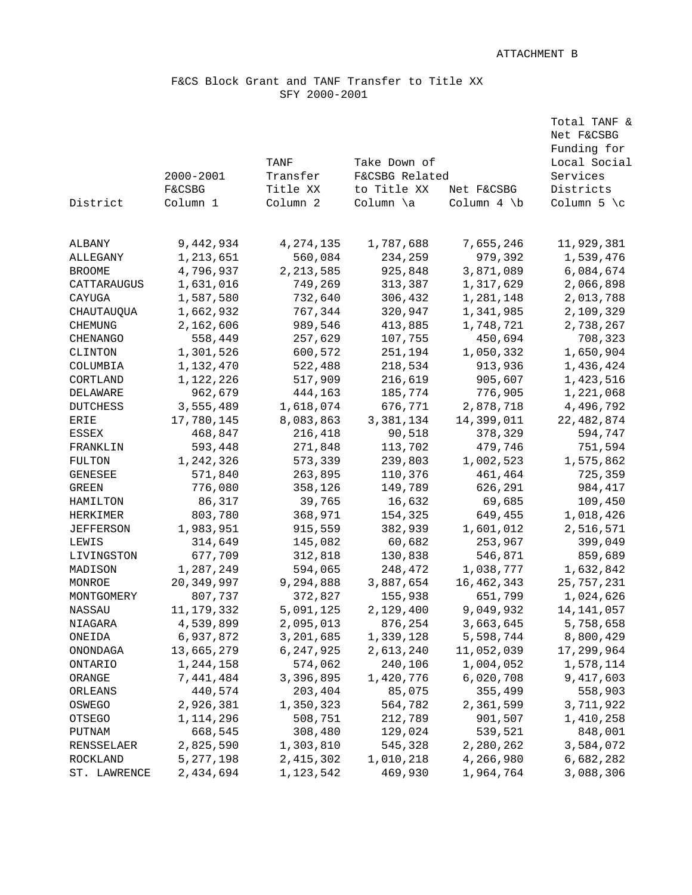ATTACHMENT B

# F&CS Block Grant and TANF Transfer to Title XX
## SFY 2000-2001

| District | 2000-2001 F&CSBG Column 1 | TANF Transfer Title XX Column 2 | Take Down of F&CSBG Related to Title XX Column \a | Net F&CSBG Column 4 \b | Total TANF & Net F&CSBG Funding for Local Social Services Districts Column 5 \c |
|---|---|---|---|---|---|
| ALBANY | 9,442,934 | 4,274,135 | 1,787,688 | 7,655,246 | 11,929,381 |
| ALLEGANY | 1,213,651 | 560,084 | 234,259 | 979,392 | 1,539,476 |
| BROOME | 4,796,937 | 2,213,585 | 925,848 | 3,871,089 | 6,084,674 |
| CATTARAUGUS | 1,631,016 | 749,269 | 313,387 | 1,317,629 | 2,066,898 |
| CAYUGA | 1,587,580 | 732,640 | 306,432 | 1,281,148 | 2,013,788 |
| CHAUTAUQUA | 1,662,932 | 767,344 | 320,947 | 1,341,985 | 2,109,329 |
| CHEMUNG | 2,162,606 | 989,546 | 413,885 | 1,748,721 | 2,738,267 |
| CHENANGO | 558,449 | 257,629 | 107,755 | 450,694 | 708,323 |
| CLINTON | 1,301,526 | 600,572 | 251,194 | 1,050,332 | 1,650,904 |
| COLUMBIA | 1,132,470 | 522,488 | 218,534 | 913,936 | 1,436,424 |
| CORTLAND | 1,122,226 | 517,909 | 216,619 | 905,607 | 1,423,516 |
| DELAWARE | 962,679 | 444,163 | 185,774 | 776,905 | 1,221,068 |
| DUTCHESS | 3,555,489 | 1,618,074 | 676,771 | 2,878,718 | 4,496,792 |
| ERIE | 17,780,145 | 8,083,863 | 3,381,134 | 14,399,011 | 22,482,874 |
| ESSEX | 468,847 | 216,418 | 90,518 | 378,329 | 594,747 |
| FRANKLIN | 593,448 | 271,848 | 113,702 | 479,746 | 751,594 |
| FULTON | 1,242,326 | 573,339 | 239,803 | 1,002,523 | 1,575,862 |
| GENESEE | 571,840 | 263,895 | 110,376 | 461,464 | 725,359 |
| GREEN | 776,080 | 358,126 | 149,789 | 626,291 | 984,417 |
| HAMILTON | 86,317 | 39,765 | 16,632 | 69,685 | 109,450 |
| HERKIMER | 803,780 | 368,971 | 154,325 | 649,455 | 1,018,426 |
| JEFFERSON | 1,983,951 | 915,559 | 382,939 | 1,601,012 | 2,516,571 |
| LEWIS | 314,649 | 145,082 | 60,682 | 253,967 | 399,049 |
| LIVINGSTON | 677,709 | 312,818 | 130,838 | 546,871 | 859,689 |
| MADISON | 1,287,249 | 594,065 | 248,472 | 1,038,777 | 1,632,842 |
| MONROE | 20,349,997 | 9,294,888 | 3,887,654 | 16,462,343 | 25,757,231 |
| MONTGOMERY | 807,737 | 372,827 | 155,938 | 651,799 | 1,024,626 |
| NASSAU | 11,179,332 | 5,091,125 | 2,129,400 | 9,049,932 | 14,141,057 |
| NIAGARA | 4,539,899 | 2,095,013 | 876,254 | 3,663,645 | 5,758,658 |
| ONEIDA | 6,937,872 | 3,201,685 | 1,339,128 | 5,598,744 | 8,800,429 |
| ONONDAGA | 13,665,279 | 6,247,925 | 2,613,240 | 11,052,039 | 17,299,964 |
| ONTARIO | 1,244,158 | 574,062 | 240,106 | 1,004,052 | 1,578,114 |
| ORANGE | 7,441,484 | 3,396,895 | 1,420,776 | 6,020,708 | 9,417,603 |
| ORLEANS | 440,574 | 203,404 | 85,075 | 355,499 | 558,903 |
| OSWEGO | 2,926,381 | 1,350,323 | 564,782 | 2,361,599 | 3,711,922 |
| OTSEGO | 1,114,296 | 508,751 | 212,789 | 901,507 | 1,410,258 |
| PUTNAM | 668,545 | 308,480 | 129,024 | 539,521 | 848,001 |
| RENSSELAER | 2,825,590 | 1,303,810 | 545,328 | 2,280,262 | 3,584,072 |
| ROCKLAND | 5,277,198 | 2,415,302 | 1,010,218 | 4,266,980 | 6,682,282 |
| ST. LAWRENCE | 2,434,694 | 1,123,542 | 469,930 | 1,964,764 | 3,088,306 |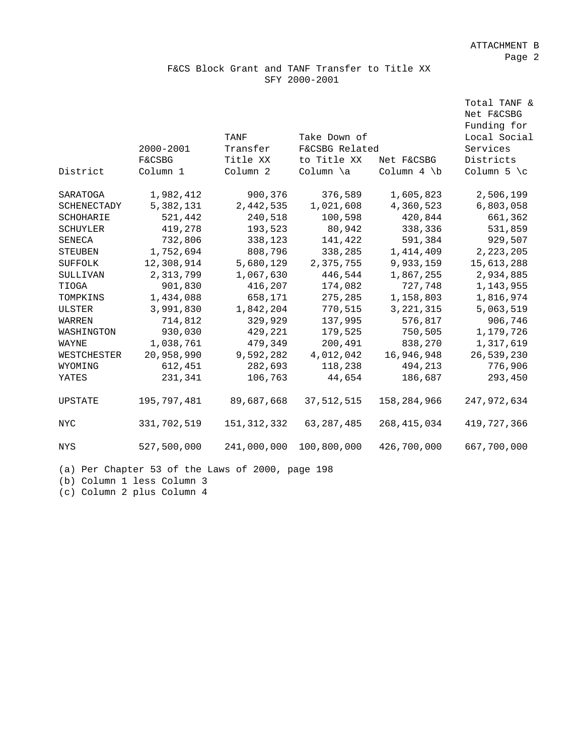ATTACHMENT B

Page 2

## F&CS Block Grant and TANF Transfer to Title XX
## SFY 2000-2001

| District | 2000-2001 F&CSBG Column 1 | TANF Transfer Title XX Column 2 | Take Down of F&CSBG Related to Title XX Column \a | Net F&CSBG Column 4 \b | Total TANF & Net F&CSBG Funding for Local Social Services Districts Column 5 \c |
|---|---|---|---|---|---|
| SARATOGA | 1,982,412 | 900,376 | 376,589 | 1,605,823 | 2,506,199 |
| SCHENECTADY | 5,382,131 | 2,442,535 | 1,021,608 | 4,360,523 | 6,803,058 |
| SCHOHARIE | 521,442 | 240,518 | 100,598 | 420,844 | 661,362 |
| SCHUYLER | 419,278 | 193,523 | 80,942 | 338,336 | 531,859 |
| SENECA | 732,806 | 338,123 | 141,422 | 591,384 | 929,507 |
| STEUBEN | 1,752,694 | 808,796 | 338,285 | 1,414,409 | 2,223,205 |
| SUFFOLK | 12,308,914 | 5,680,129 | 2,375,755 | 9,933,159 | 15,613,288 |
| SULLIVAN | 2,313,799 | 1,067,630 | 446,544 | 1,867,255 | 2,934,885 |
| TIOGA | 901,830 | 416,207 | 174,082 | 727,748 | 1,143,955 |
| TOMPKINS | 1,434,088 | 658,171 | 275,285 | 1,158,803 | 1,816,974 |
| ULSTER | 3,991,830 | 1,842,204 | 770,515 | 3,221,315 | 5,063,519 |
| WARREN | 714,812 | 329,929 | 137,995 | 576,817 | 906,746 |
| WASHINGTON | 930,030 | 429,221 | 179,525 | 750,505 | 1,179,726 |
| WAYNE | 1,038,761 | 479,349 | 200,491 | 838,270 | 1,317,619 |
| WESTCHESTER | 20,958,990 | 9,592,282 | 4,012,042 | 16,946,948 | 26,539,230 |
| WYOMING | 612,451 | 282,693 | 118,238 | 494,213 | 776,906 |
| YATES | 231,341 | 106,763 | 44,654 | 186,687 | 293,450 |
| UPSTATE | 195,797,481 | 89,687,668 | 37,512,515 | 158,284,966 | 247,972,634 |
| NYC | 331,702,519 | 151,312,332 | 63,287,485 | 268,415,034 | 419,727,366 |
| NYS | 527,500,000 | 241,000,000 | 100,800,000 | 426,700,000 | 667,700,000 |

(a) Per Chapter 53 of the Laws of 2000, page 198

(b) Column 1 less Column 3

(c) Column 2 plus Column 4